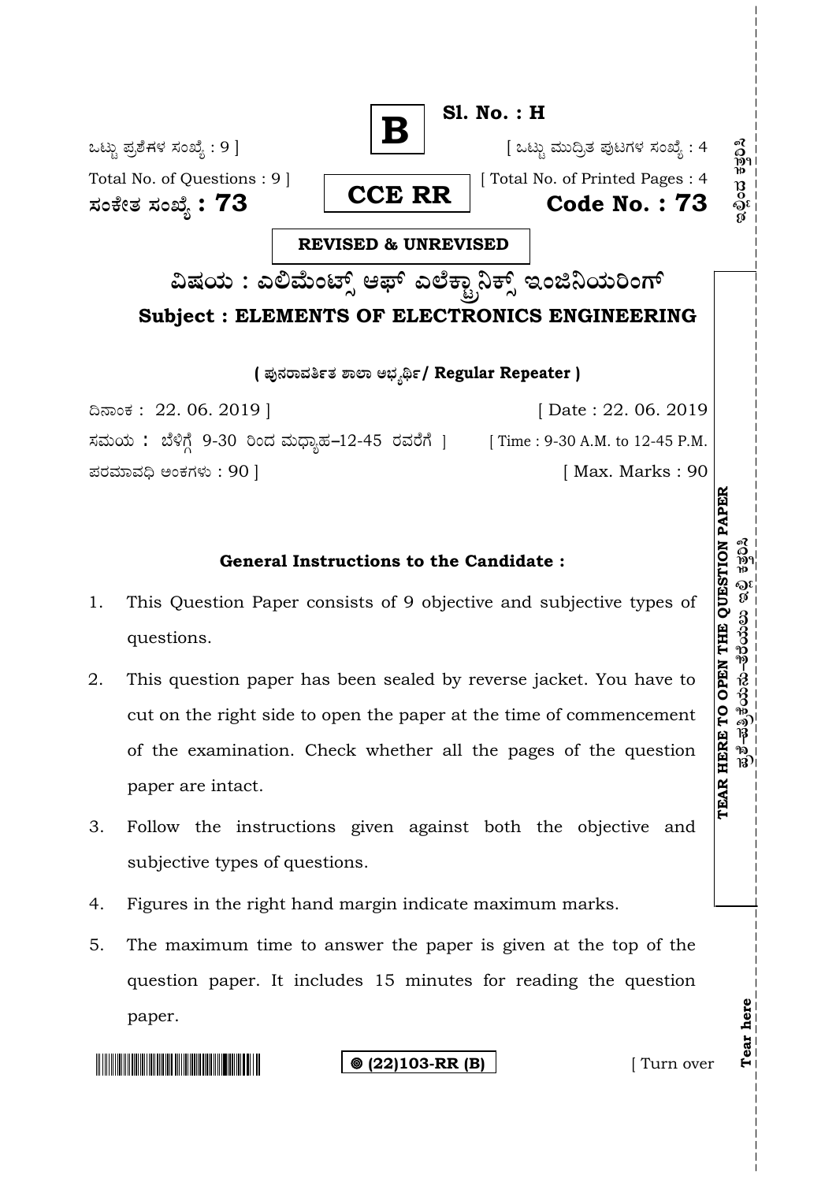**B**

**Sl. No. : H**

ಒಟ್ಟು ಪ್ರಶ್ನೆಗಳ ಸಂಖ್ಯೆ : 9 ]
Total No. of Questions : 9 ]

[ ಒಟ್ಟು ಮುದ್ರಿತ ಪುಟಗಳ ಸಂಖ್ಯೆ : 4
[ Total No. of Printed Pages : 4

**ಸಂಕೇತ ಸಂಖ್ಯೆ : 73**

**CCE RR**

**Code No. : 73**

**REVISED & UNREVISED**

# ವಿಷಯ : ಎಲಿಮೆಂಟ್ಸ್ ಆಫ್ ಎಲೆಕ್ಟ್ರಾನಿಕ್ಸ್ ಇಂಜಿನಿಯರಿಂಗ್

# Subject : ELEMENTS OF ELECTRONICS ENGINEERING

**( ಪುನರಾವರ್ತಿತ ಶಾಲಾ ಅಭ್ಯರ್ಥಿ / Regular Repeater )**

ದಿನಾಂಕ : 22. 06. 2019 ] [ Date : 22. 06. 2019

ಸಮಯ : ಬೆಳಿಗ್ಗೆ 9-30 ರಿಂದ ಮಧ್ಯಾಹ್ನ 12-45 ರವರೆಗೆ ] [ Time : 9-30 A.M. to 12-45 P.M.

ಪರಮಾವಧಿ ಅಂಕಗಳು : 90 ] [ Max. Marks : 90

**TEAR HERE TO OPEN THE QUESTION PAPER**

ಇಲ್ಲಿ ಕತ್ತರಿಸಿ

## General Instructions to the Candidate :

1. This Question Paper consists of 9 objective and subjective types of questions.
2. This question paper has been sealed by reverse jacket. You have to cut on the right side to open the paper at the time of commencement of the examination. Check whether all the pages of the question paper are intact.
3. Follow the instructions given against both the objective and subjective types of questions.
4. Figures in the right hand margin indicate maximum marks.
5. The maximum time to answer the paper is given at the top of the question paper. It includes 15 minutes for reading the question paper.

**(22)103-RR (B)**

[ Turn over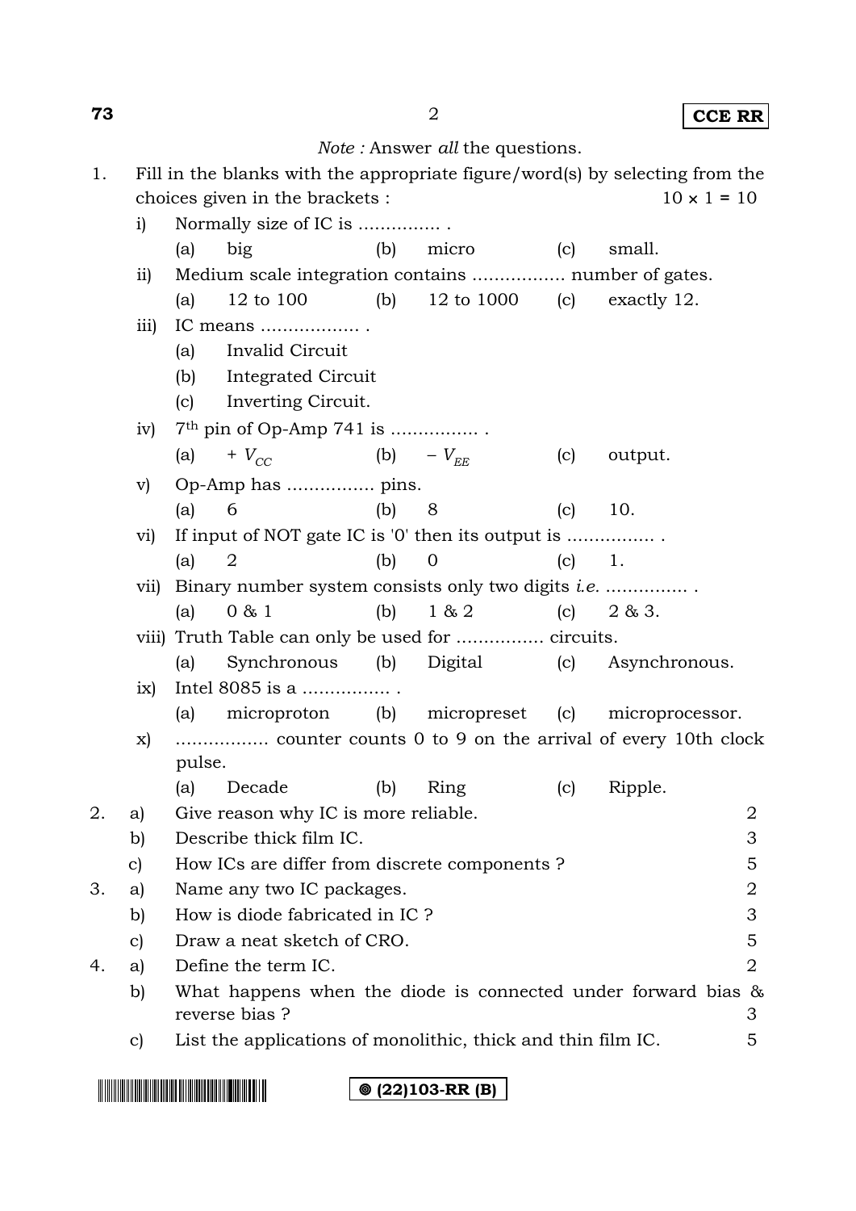*Note :* Answer *all* the questions.

1. Fill in the blanks with the appropriate figure/word(s) by selecting from the choices given in the brackets : 10 × 1 = 10

   i) Normally size of IC is ............... .
      (a) big (b) micro (c) small.

   ii) Medium scale integration contains ................. number of gates.
      (a) 12 to 100 (b) 12 to 1000 (c) exactly 12.

   iii) IC means .................. .
      (a) Invalid Circuit
      (b) Integrated Circuit
      (c) Inverting Circuit.

   iv) 7th pin of Op-Amp 741 is ................ .
      (a) $+ V_{CC}$ (b) $- V_{EE}$ (c) output.

   v) Op-Amp has ................ pins.
      (a) 6 (b) 8 (c) 10.

   vi) If input of NOT gate IC is '0' then its output is ................ .
      (a) 2 (b) 0 (c) 1.

   vii) Binary number system consists only two digits *i.e.* ............... .
      (a) 0 & 1 (b) 1 & 2 (c) 2 & 3.

   viii) Truth Table can only be used for ................ circuits.
      (a) Synchronous (b) Digital (c) Asynchronous.

   ix) Intel 8085 is a ................ .
      (a) microproton (b) micropreset (c) microprocessor.

   x) ................. counter counts 0 to 9 on the arrival of every 10th clock pulse.
      (a) Decade (b) Ring (c) Ripple.

2. a) Give reason why IC is more reliable. 2

   b) Describe thick film IC. 3

   c) How ICs are differ from discrete components ? 5

3. a) Name any two IC packages. 2

   b) How is diode fabricated in IC ? 3

   c) Draw a neat sketch of CRO. 5

4. a) Define the term IC. 2

   b) What happens when the diode is connected under forward bias & reverse bias ? 3

   c) List the applications of monolithic, thick and thin film IC. 5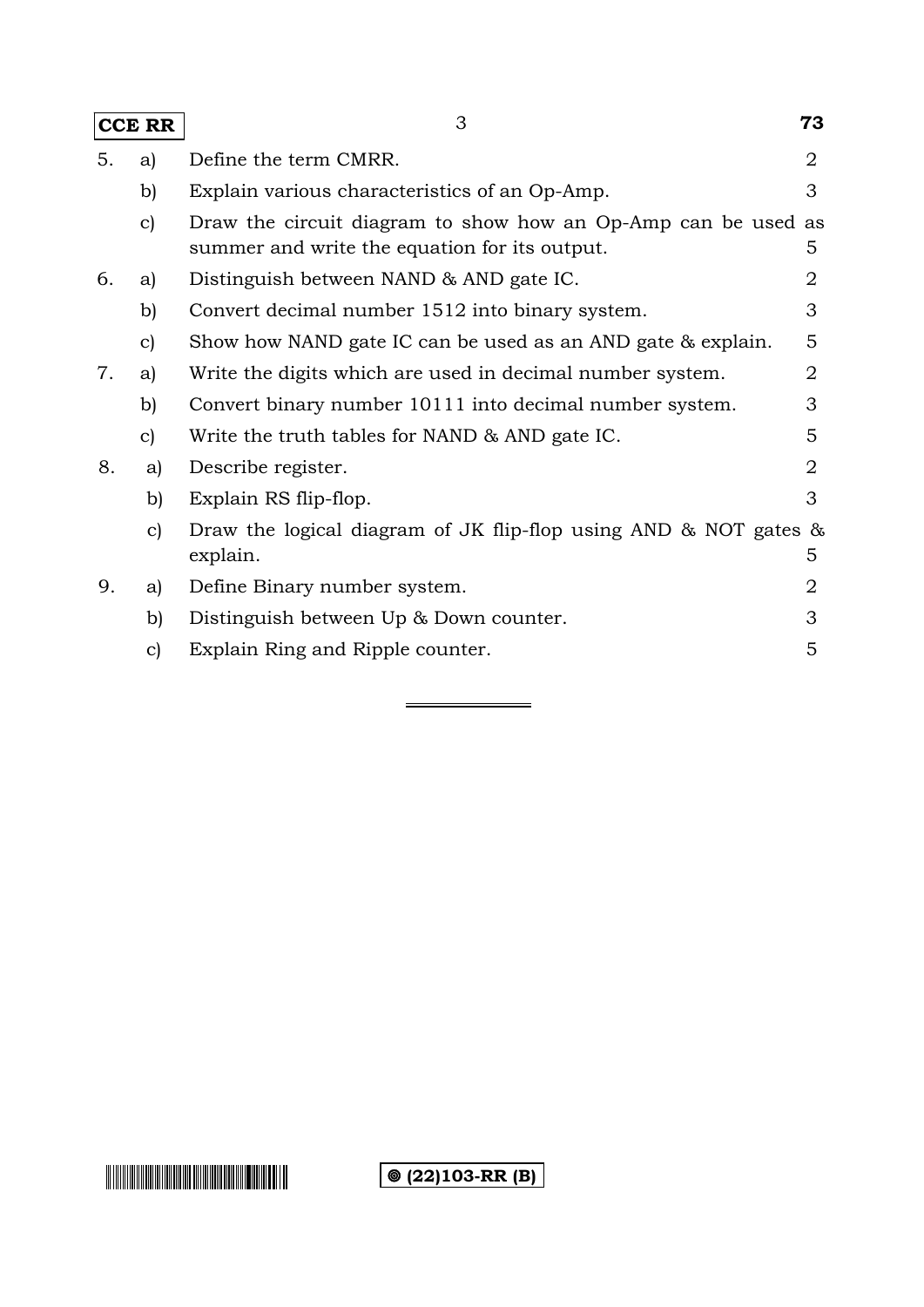| | | | |
|---|---|---|---|
| 5. | a) | Define the term CMRR. | 2 |
| | b) | Explain various characteristics of an Op-Amp. | 3 |
| | c) | Draw the circuit diagram to show how an Op-Amp can be used as summer and write the equation for its output. | 5 |
| 6. | a) | Distinguish between NAND & AND gate IC. | 2 |
| | b) | Convert decimal number 1512 into binary system. | 3 |
| | c) | Show how NAND gate IC can be used as an AND gate & explain. | 5 |
| 7. | a) | Write the digits which are used in decimal number system. | 2 |
| | b) | Convert binary number 10111 into decimal number system. | 3 |
| | c) | Write the truth tables for NAND & AND gate IC. | 5 |
| 8. | a) | Describe register. | 2 |
| | b) | Explain RS flip-flop. | 3 |
| | c) | Draw the logical diagram of JK flip-flop using AND & NOT gates & explain. | 5 |
| 9. | a) | Define Binary number system. | 2 |
| | b) | Distinguish between Up & Down counter. | 3 |
| | c) | Explain Ring and Ripple counter. | 5 |